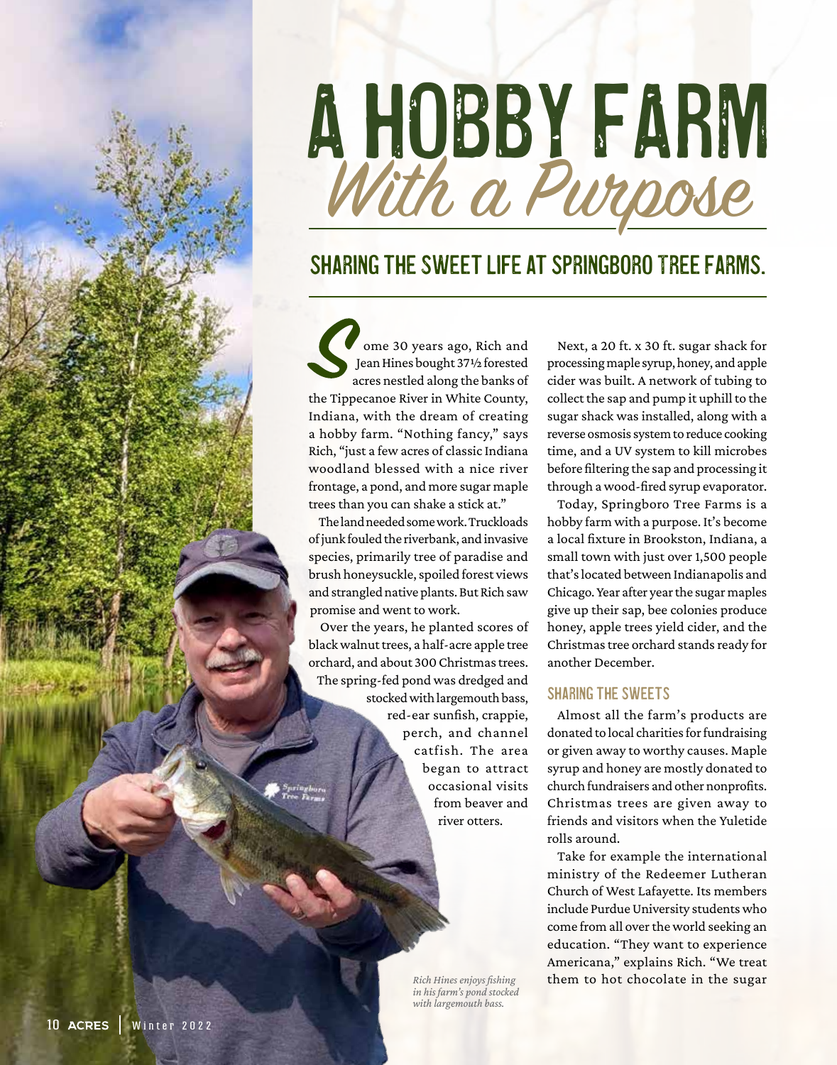# A HOBBY FARM *With a Purpose*

## SHARING THE SWEET LIFE AT SPRINGBORO TREE FARMS.

Some 30 years ago, Rich and Jean Hines bought 37½ forested acres nestled along the banks of the Tippecanoe River in White County, Indiana, with the dream of creating a hobby farm. "Nothing fancy," says Rich, "just a few acres of classic Indiana woodland blessed with a nice river frontage, a pond, and more sugar maple trees than you can shake a stick at."

The land needed some work. Truckloads of junk fouled the riverbank, and invasive species, primarily tree of paradise and brush honeysuckle, spoiled forest views and strangled native plants. But Rich saw promise and went to work.

Over the years, he planted scores of black walnut trees, a half-acre apple tree orchard, and about 300 Christmas trees. The spring-fed pond was dredged and stocked with largemouth bass, red-ear sunfish, crappie, perch, and channel catfish. The area began to attract occasional visits from beaver and river otters.

*Rich Hines enjoys fishing in his farm's pond stocked with largemouth bass.*

Next, a 20 ft. x 30 ft. sugar shack for processing maple syrup, honey, and apple cider was built. A network of tubing to collect the sap and pump it uphill to the sugar shack was installed, along with a reverse osmosis system to reduce cooking time, and a UV system to kill microbes before filtering the sap and processing it through a wood-fired syrup evaporator.

Today, Springboro Tree Farms is a hobby farm with a purpose. It's become a local fixture in Brookston, Indiana, a small town with just over 1,500 people that's located between Indianapolis and Chicago. Year after year the sugar maples give up their sap, bee colonies produce honey, apple trees yield cider, and the Christmas tree orchard stands ready for another December.

### SHARING THE SWEETS

Almost all the farm's products are donated to local charities for fundraising or given away to worthy causes. Maple syrup and honey are mostly donated to church fundraisers and other nonprofits. Christmas trees are given away to friends and visitors when the Yuletide rolls around.

Take for example the international ministry of the Redeemer Lutheran Church of West Lafayette. Its members include Purdue University students who come from all over the world seeking an education. "They want to experience Americana," explains Rich. "We treat them to hot chocolate in the sugar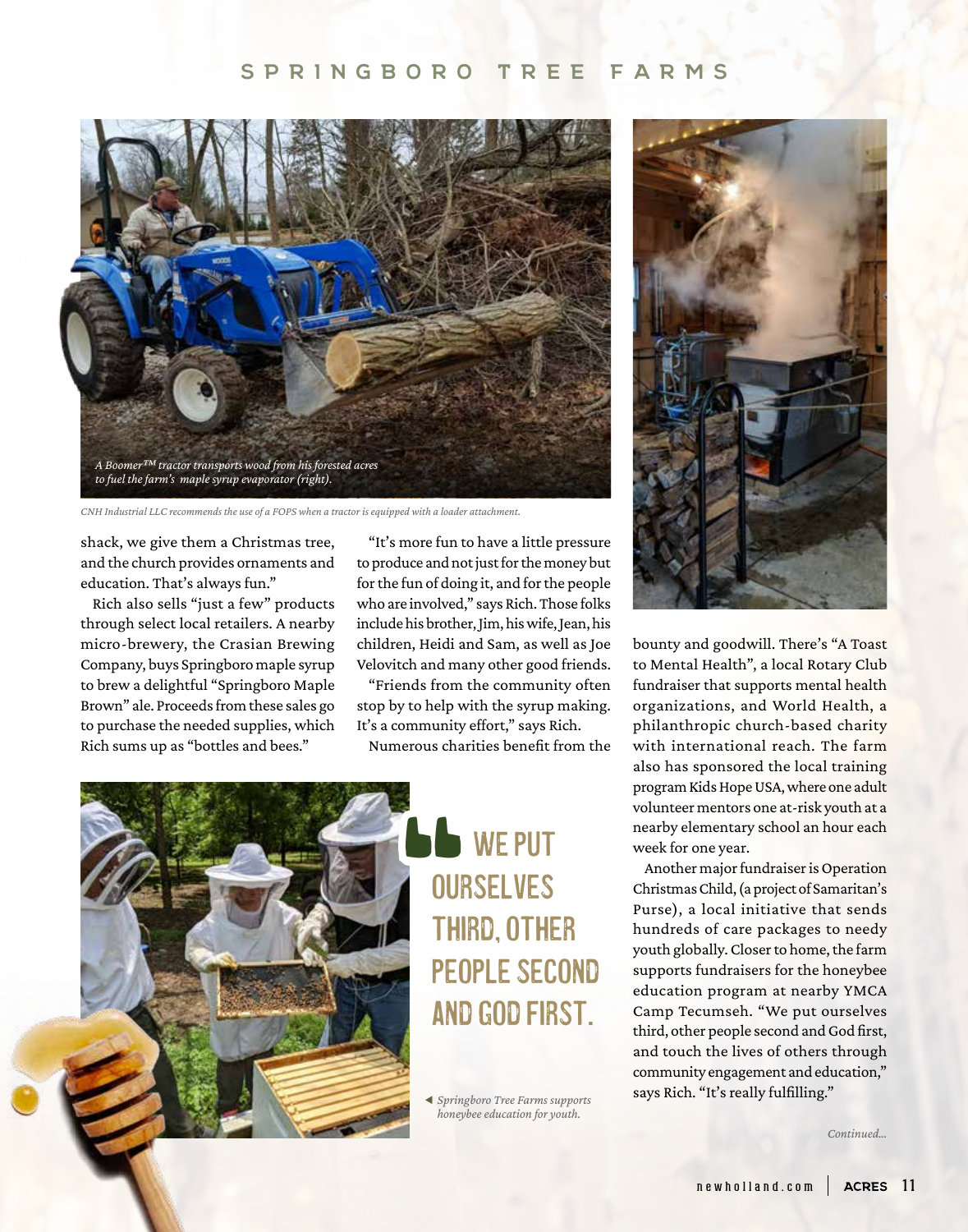*A Boomer™ tractor transports wood from his forested acres to fuel the farm's maple syrup evaporator (right).*

*CNH Industrial LLC recommends the use of a FOPS when a tractor is equipped with a loader attachment.*

shack, we give them a Christmas tree, and the church provides ornaments and education. That's always fun."

Rich also sells "just a few" products through select local retailers. A nearby micro-brewery, the Crasian Brewing Company, buys Springboro maple syrup to brew a delightful "Springboro Maple Brown" ale. Proceeds from these sales go to purchase the needed supplies, which Rich sums up as "bottles and bees."

"It's more fun to have a little pressure to produce and not just for the money but for the fun of doing it, and for the people who are involved," says Rich. Those folks include his brother, Jim, his wife, Jean, his children, Heidi and Sam, as well as Joe Velovitch and many other good friends.

"Friends from the community often stop by to help with the syrup making. It's a community effort," says Rich.

Numerous charities benefit from the bounty and goodwill. There's "A Toast to Mental Health", a local Rotary Club fundraiser that supports mental health organizations, and World Health, a philanthropic church-based charity with international reach. The farm also has sponsored the local training program Kids Hope USA, where one adult volunteer mentors one at-risk youth at a nearby elementary school an hour each week for one year.

Another major fundraiser is Operation Christmas Child, (a project of Samaritan's Purse), a local initiative that sends hundreds of care packages to needy youth globally. Closer to home, the farm supports fundraisers for the honeybee education program at nearby YMCA Camp Tecumseh. "We put ourselves third, other people second and God first, and touch the lives of others through community engagement and education," says Rich. "It's really fulfilling."

> **"WE PUT OURSELVES THIRD, OTHER PEOPLE SECOND AND GOD FIRST.**

◄ *Springboro Tree Farms supports honeybee education for youth.*

*Continued...*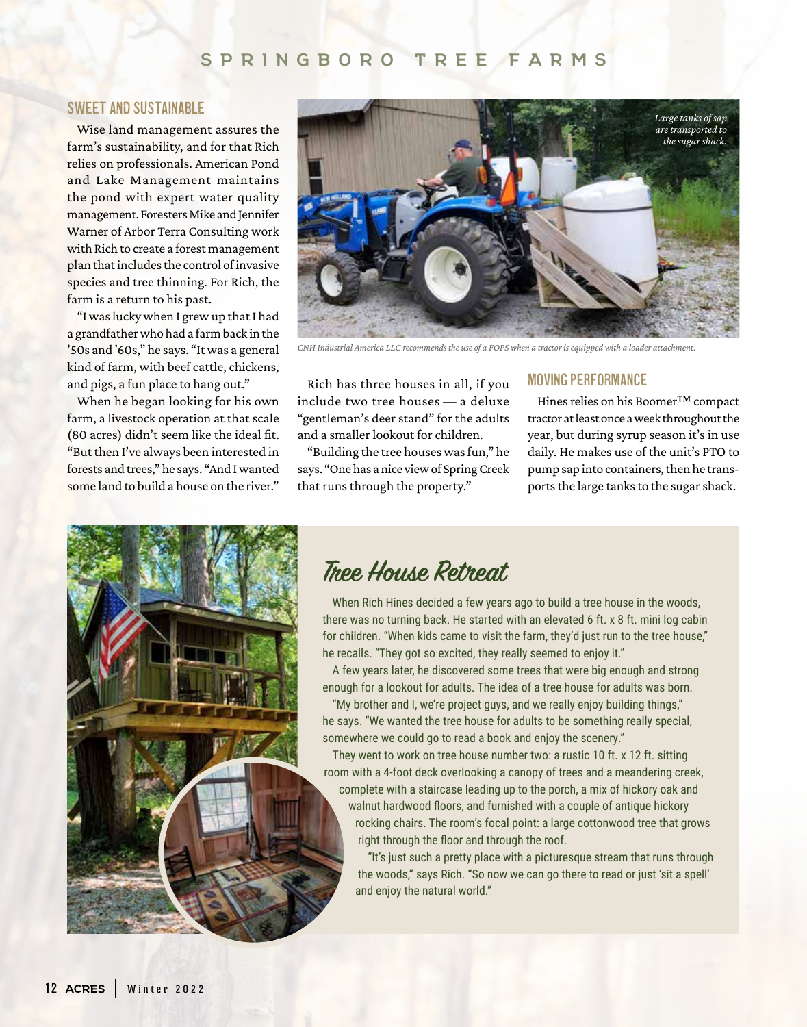## SWEET AND SUSTAINABLE

Wise land management assures the farm's sustainability, and for that Rich relies on professionals. American Pond and Lake Management maintains the pond with expert water quality management. Foresters Mike and Jennifer Warner of Arbor Terra Consulting work with Rich to create a forest management plan that includes the control of invasive species and tree thinning. For Rich, the farm is a return to his past.

"I was lucky when I grew up that I had a grandfather who had a farm back in the '50s and '60s," he says. "It was a general kind of farm, with beef cattle, chickens, and pigs, a fun place to hang out."

When he began looking for his own farm, a livestock operation at that scale (80 acres) didn't seem like the ideal fit. "But then I've always been interested in forests and trees," he says. "And I wanted some land to build a house on the river."

*Large tanks of sap are transported to the sugar shack.*

*CNH Industrial America LLC recommends the use of a FOPS when a tractor is equipped with a loader attachment.*

Rich has three houses in all, if you include two tree houses — a deluxe "gentleman's deer stand" for the adults and a smaller lookout for children.

"Building the tree houses was fun," he says. "One has a nice view of Spring Creek that runs through the property."

## MOVING PERFORMANCE

Hines relies on his Boomer™ compact tractor at least once a week throughout the year, but during syrup season it's in use daily. He makes use of the unit's PTO to pump sap into containers, then he transports the large tanks to the sugar shack.

## Tree House Retreat

When Rich Hines decided a few years ago to build a tree house in the woods, there was no turning back. He started with an elevated 6 ft. x 8 ft. mini log cabin for children. "When kids came to visit the farm, they'd just run to the tree house," he recalls. "They got so excited, they really seemed to enjoy it."

A few years later, he discovered some trees that were big enough and strong enough for a lookout for adults. The idea of a tree house for adults was born.

"My brother and I, we're project guys, and we really enjoy building things," he says. "We wanted the tree house for adults to be something really special, somewhere we could go to read a book and enjoy the scenery."

They went to work on tree house number two: a rustic 10 ft. x 12 ft. sitting room with a 4-foot deck overlooking a canopy of trees and a meandering creek, complete with a staircase leading up to the porch, a mix of hickory oak and walnut hardwood floors, and furnished with a couple of antique hickory rocking chairs. The room's focal point: a large cottonwood tree that grows right through the floor and through the roof.

"It's just such a pretty place with a picturesque stream that runs through the woods," says Rich. "So now we can go there to read or just 'sit a spell' and enjoy the natural world."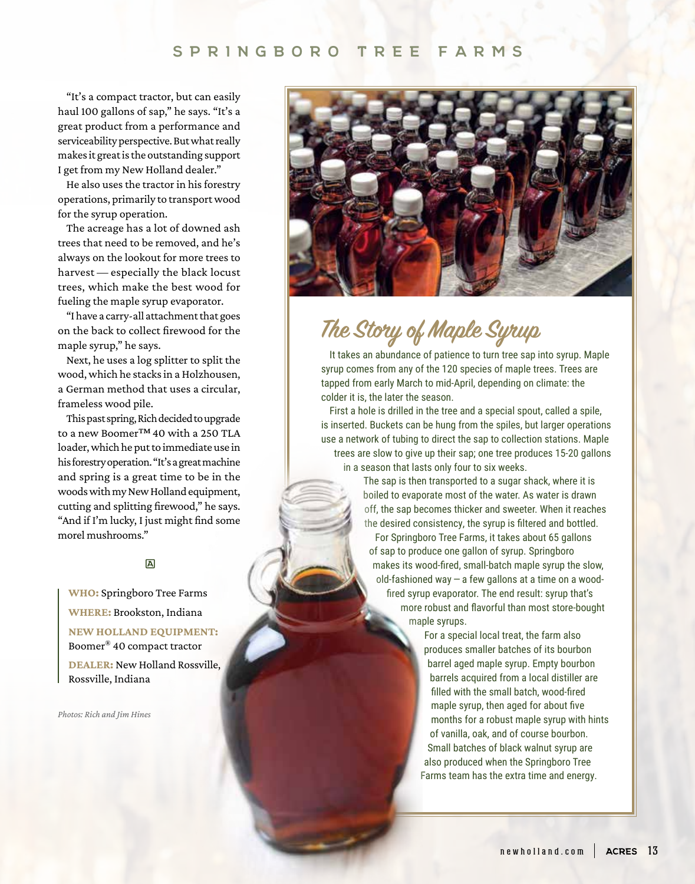"It's a compact tractor, but can easily haul 100 gallons of sap," he says. "It's a great product from a performance and serviceability perspective. But what really makes it great is the outstanding support I get from my New Holland dealer."

He also uses the tractor in his forestry operations, primarily to transport wood for the syrup operation.

The acreage has a lot of downed ash trees that need to be removed, and he's always on the lookout for more trees to harvest — especially the black locust trees, which make the best wood for fueling the maple syrup evaporator.

"I have a carry-all attachment that goes on the back to collect firewood for the maple syrup," he says.

Next, he uses a log splitter to split the wood, which he stacks in a Holzhousen, a German method that uses a circular, frameless wood pile.

This past spring, Rich decided to upgrade to a new Boomer™ 40 with a 250 TLA loader, which he put to immediate use in his forestry operation. "It's a great machine and spring is a great time to be in the woods with my New Holland equipment, cutting and splitting firewood," he says. "And if I'm lucky, I just might find some morel mushrooms."

**WHO:** Springboro Tree Farms

**WHERE:** Brookston, Indiana

**NEW HOLLAND EQUIPMENT:** Boomer® 40 compact tractor

**DEALER:** New Holland Rossville, Rossville, Indiana

*Photos: Rich and Jim Hines*

## The Story of Maple Syrup

It takes an abundance of patience to turn tree sap into syrup. Maple syrup comes from any of the 120 species of maple trees. Trees are tapped from early March to mid-April, depending on climate: the colder it is, the later the season.

First a hole is drilled in the tree and a special spout, called a spile, is inserted. Buckets can be hung from the spiles, but larger operations use a network of tubing to direct the sap to collection stations. Maple trees are slow to give up their sap; one tree produces 15-20 gallons in a season that lasts only four to six weeks.

The sap is then transported to a sugar shack, where it is boiled to evaporate most of the water. As water is drawn off, the sap becomes thicker and sweeter. When it reaches the desired consistency, the syrup is filtered and bottled.

For Springboro Tree Farms, it takes about 65 gallons of sap to produce one gallon of syrup. Springboro makes its wood-fired, small-batch maple syrup the slow, old-fashioned way – a few gallons at a time on a wood-fired syrup evaporator. The end result: syrup that's more robust and flavorful than most store-bought maple syrups.

For a special local treat, the farm also produces smaller batches of its bourbon barrel aged maple syrup. Empty bourbon barrels acquired from a local distiller are filled with the small batch, wood-fired maple syrup, then aged for about five months for a robust maple syrup with hints of vanilla, oak, and of course bourbon. Small batches of black walnut syrup are also produced when the Springboro Tree Farms team has the extra time and energy.